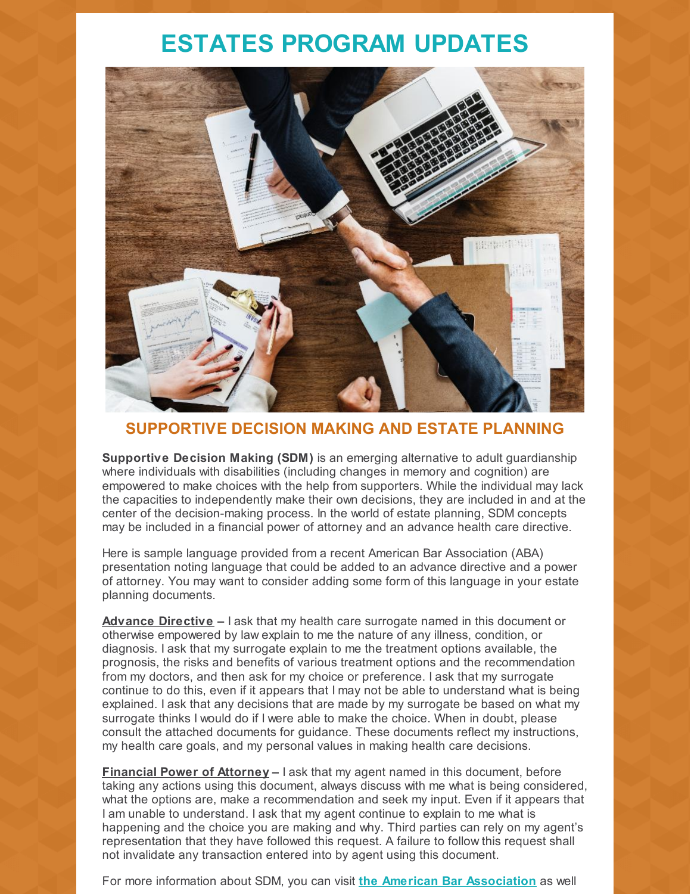# ESTATES PROGRAM UPDATES

## SUPPORTIVE DECISION MAKING AND ESTATE PLANNING

**Supportive Decision Making (SDM)** is an emerging alternative to adult guardianship where individuals with disabilities (including changes in memory and cognition) are empowered to make choices with the help from supporters. While the individual may lack the capacities to independently make their own decisions, they are included in and at the center of the decision-making process. In the world of estate planning, SDM concepts may be included in a financial power of attorney and an advance health care directive.

Here is sample language provided from a recent American Bar Association (ABA) presentation noting language that could be added to an advance directive and a power of attorney. You may want to consider adding some form of this language in your estate planning documents.

**Advance Directive** – I ask that my health care surrogate named in this document or otherwise empowered by law explain to me the nature of any illness, condition, or diagnosis. I ask that my surrogate explain to me the treatment options available, the prognosis, the risks and benefits of various treatment options and the recommendation from my doctors, and then ask for my choice or preference. I ask that my surrogate continue to do this, even if it appears that I may not be able to understand what is being explained. I ask that any decisions that are made by my surrogate be based on what my surrogate thinks I would do if I were able to make the choice. When in doubt, please consult the attached documents for guidance. These documents reflect my instructions, my health care goals, and my personal values in making health care decisions.

**Financial Power of Attorney** – I ask that my agent named in this document, before taking any actions using this document, always discuss with me what is being considered, what the options are, make a recommendation and seek my input. Even if it appears that I am unable to understand. I ask that my agent continue to explain to me what is happening and the choice you are making and why. Third parties can rely on my agent's representation that they have followed this request. A failure to follow this request shall not invalidate any transaction entered into by agent using this document.

For more information about SDM, you can visit **the American Bar Association** as well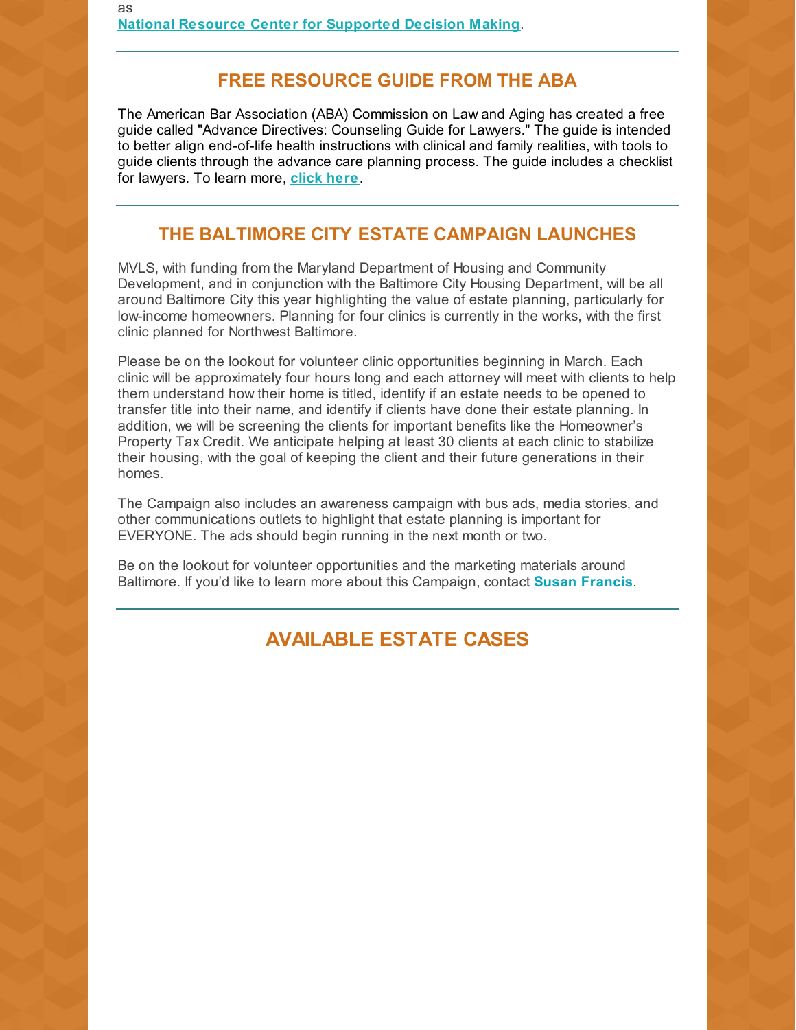as
**National Resource Center for Supported Decision Making**.

## FREE RESOURCE GUIDE FROM THE ABA

The American Bar Association (ABA) Commission on Law and Aging has created a free guide called "Advance Directives: Counseling Guide for Lawyers." The guide is intended to better align end-of-life health instructions with clinical and family realities, with tools to guide clients through the advance care planning process. The guide includes a checklist for lawyers. To learn more, **click here**.

## THE BALTIMORE CITY ESTATE CAMPAIGN LAUNCHES

MVLS, with funding from the Maryland Department of Housing and Community Development, and in conjunction with the Baltimore City Housing Department, will be all around Baltimore City this year highlighting the value of estate planning, particularly for low-income homeowners. Planning for four clinics is currently in the works, with the first clinic planned for Northwest Baltimore.

Please be on the lookout for volunteer clinic opportunities beginning in March. Each clinic will be approximately four hours long and each attorney will meet with clients to help them understand how their home is titled, identify if an estate needs to be opened to transfer title into their name, and identify if clients have done their estate planning. In addition, we will be screening the clients for important benefits like the Homeowner's Property Tax Credit. We anticipate helping at least 30 clients at each clinic to stabilize their housing, with the goal of keeping the client and their future generations in their homes.

The Campaign also includes an awareness campaign with bus ads, media stories, and other communications outlets to highlight that estate planning is important for EVERYONE. The ads should begin running in the next month or two.

Be on the lookout for volunteer opportunities and the marketing materials around Baltimore. If you'd like to learn more about this Campaign, contact **Susan Francis**.

## AVAILABLE ESTATE CASES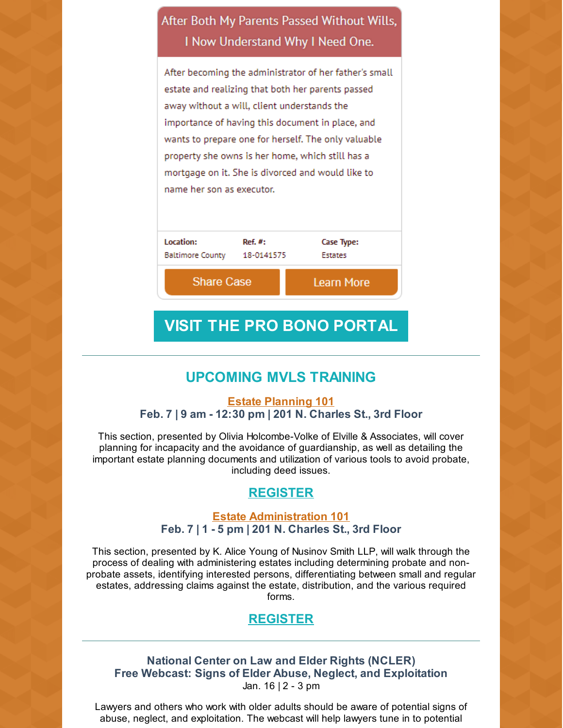### After Both My Parents Passed Without Wills, I Now Understand Why I Need One.

After becoming the administrator of her father's small estate and realizing that both her parents passed away without a will, client understands the importance of having this document in place, and wants to prepare one for herself. The only valuable property she owns is her home, which still has a mortgage on it. She is divorced and would like to name her son as executor.

| Location: | Ref. #: | Case Type: |
|---|---|---|
| Baltimore County | 18-0141575 | Estates |

Share Case | Learn More

**VISIT THE PRO BONO PORTAL**

---

## UPCOMING MVLS TRAINING

**Estate Planning 101**
**Feb. 7 | 9 am - 12:30 pm | 201 N. Charles St., 3rd Floor**

This section, presented by Olivia Holcombe-Volke of Elville & Associates, will cover planning for incapacity and the avoidance of guardianship, as well as detailing the important estate planning documents and utilization of various tools to avoid probate, including deed issues.

**REGISTER**

**Estate Administration 101**
**Feb. 7 | 1 - 5 pm | 201 N. Charles St., 3rd Floor**

This section, presented by K. Alice Young of Nusinov Smith LLP, will walk through the process of dealing with administering estates including determining probate and non-probate assets, identifying interested persons, differentiating between small and regular estates, addressing claims against the estate, distribution, and the various required forms.

**REGISTER**

---

**National Center on Law and Elder Rights (NCLER)**
**Free Webcast: Signs of Elder Abuse, Neglect, and Exploitation**
Jan. 16 | 2 - 3 pm

Lawyers and others who work with older adults should be aware of potential signs of abuse, neglect, and exploitation. The webcast will help lawyers tune in to potential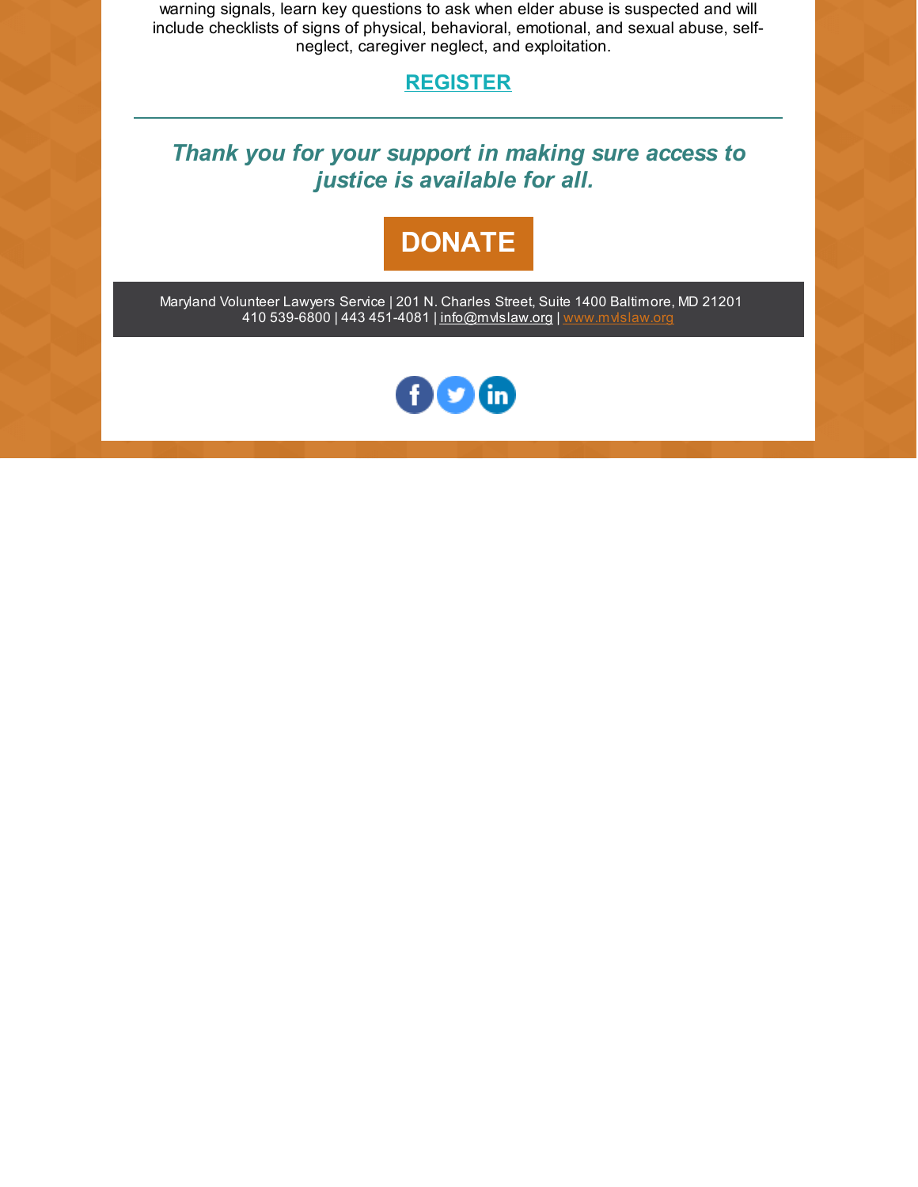warning signals, learn key questions to ask when elder abuse is suspected and will include checklists of signs of physical, behavioral, emotional, and sexual abuse, self-neglect, caregiver neglect, and exploitation.

**REGISTER**

---

***Thank you for your support in making sure access to justice is available for all.***

**DONATE**

Maryland Volunteer Lawyers Service | 201 N. Charles Street, Suite 1400 Baltimore, MD 21201
410 539-6800 | 443 451-4081 | info@mvlslaw.org | www.mvlslaw.org